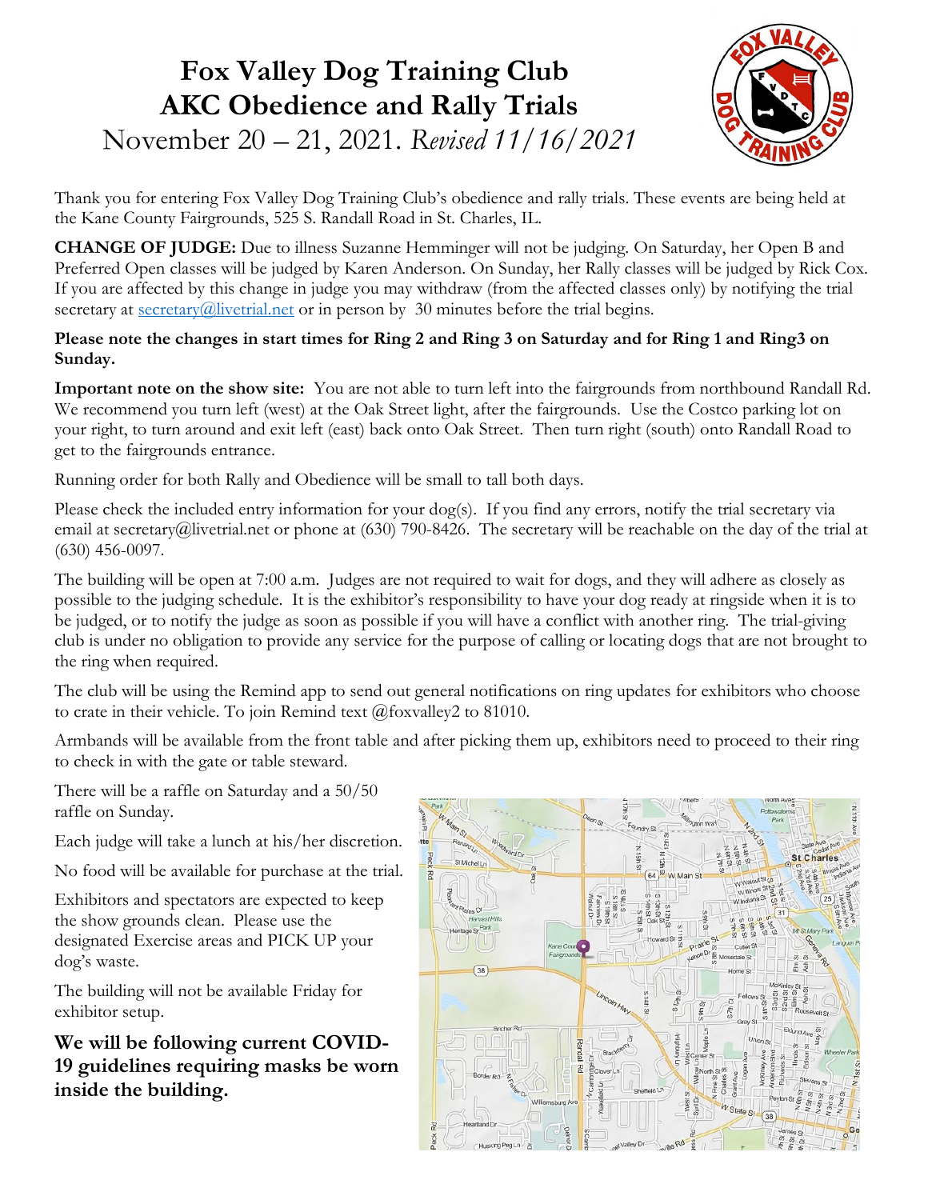# Fox Valley Dog Training Club
# AKC Obedience and Rally Trials

November 20 – 21, 2021. *Revised 11/16/2021*

Thank you for entering Fox Valley Dog Training Club's obedience and rally trials. These events are being held at the Kane County Fairgrounds, 525 S. Randall Road in St. Charles, IL.

**CHANGE OF JUDGE:** Due to illness Suzanne Hemminger will not be judging. On Saturday, her Open B and Preferred Open classes will be judged by Karen Anderson. On Sunday, her Rally classes will be judged by Rick Cox. If you are affected by this change in judge you may withdraw (from the affected classes only) by notifying the trial secretary at secretary@livetrial.net or in person by 30 minutes before the trial begins.

**Please note the changes in start times for Ring 2 and Ring 3 on Saturday and for Ring 1 and Ring3 on Sunday.**

**Important note on the show site:** You are not able to turn left into the fairgrounds from northbound Randall Rd. We recommend you turn left (west) at the Oak Street light, after the fairgrounds. Use the Costco parking lot on your right, to turn around and exit left (east) back onto Oak Street. Then turn right (south) onto Randall Road to get to the fairgrounds entrance.

Running order for both Rally and Obedience will be small to tall both days.

Please check the included entry information for your dog(s). If you find any errors, notify the trial secretary via email at secretary@livetrial.net or phone at (630) 790-8426. The secretary will be reachable on the day of the trial at (630) 456-0097.

The building will be open at 7:00 a.m. Judges are not required to wait for dogs, and they will adhere as closely as possible to the judging schedule. It is the exhibitor's responsibility to have your dog ready at ringside when it is to be judged, or to notify the judge as soon as possible if you will have a conflict with another ring. The trial-giving club is under no obligation to provide any service for the purpose of calling or locating dogs that are not brought to the ring when required.

The club will be using the Remind app to send out general notifications on ring updates for exhibitors who choose to crate in their vehicle. To join Remind text @foxvalley2 to 81010.

Armbands will be available from the front table and after picking them up, exhibitors need to proceed to their ring to check in with the gate or table steward.

There will be a raffle on Saturday and a 50/50 raffle on Sunday.

Each judge will take a lunch at his/her discretion.

No food will be available for purchase at the trial.

Exhibitors and spectators are expected to keep the show grounds clean. Please use the designated Exercise areas and PICK UP your dog's waste.

The building will not be available Friday for exhibitor setup.

**We will be following current COVID-19 guidelines requiring masks be worn inside the building.**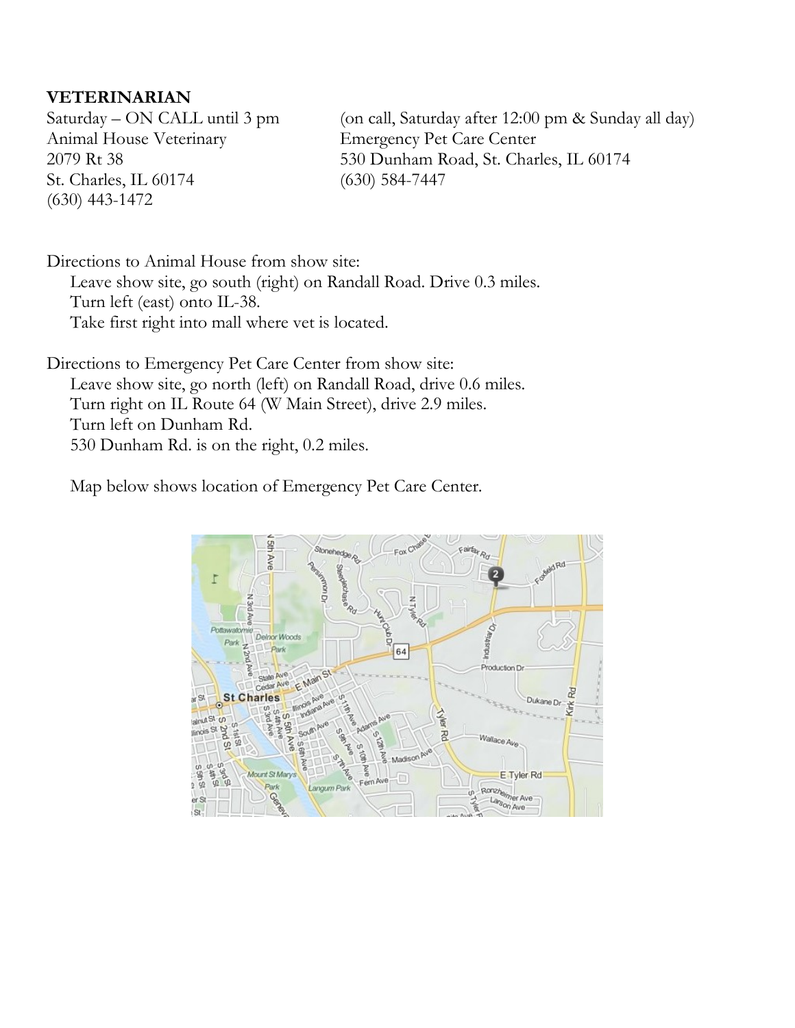**VETERINARIAN**

Saturday – ON CALL until 3 pm
Animal House Veterinary
2079 Rt 38
St. Charles, IL 60174
(630) 443-1472

(on call, Saturday after 12:00 pm & Sunday all day)
Emergency Pet Care Center
530 Dunham Road, St. Charles, IL 60174
(630) 584-7447

Directions to Animal House from show site:

- Leave show site, go south (right) on Randall Road. Drive 0.3 miles.
- Turn left (east) onto IL-38.
- Take first right into mall where vet is located.

Directions to Emergency Pet Care Center from show site:

- Leave show site, go north (left) on Randall Road, drive 0.6 miles.
- Turn right on IL Route 64 (W Main Street), drive 2.9 miles.
- Turn left on Dunham Rd.
- 530 Dunham Rd. is on the right, 0.2 miles.

Map below shows location of Emergency Pet Care Center.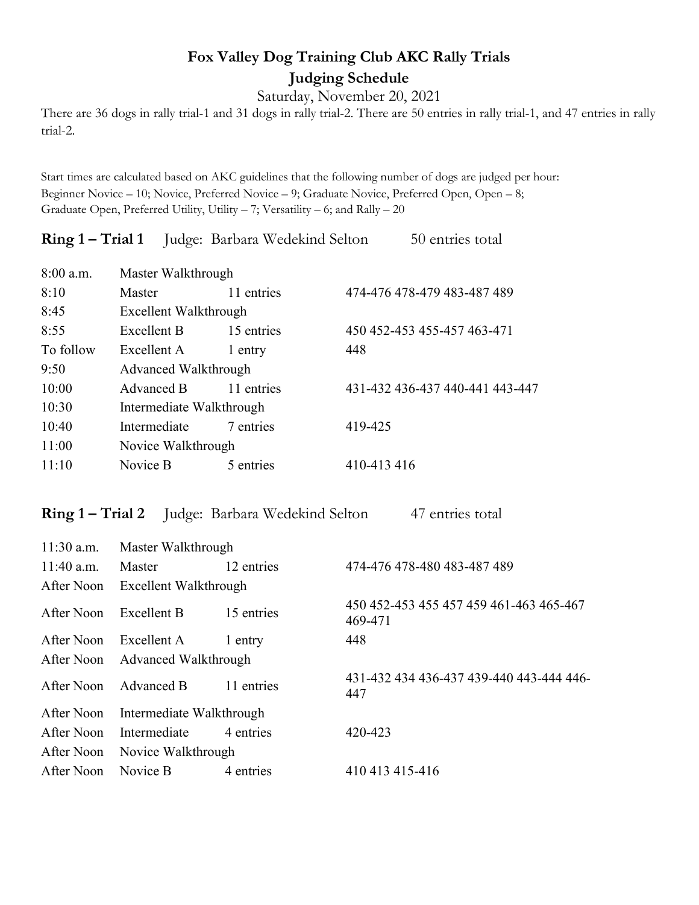# Fox Valley Dog Training Club AKC Rally Trials

## Judging Schedule

Saturday, November 20, 2021

There are 36 dogs in rally trial-1 and 31 dogs in rally trial-2. There are 50 entries in rally trial-1, and 47 entries in rally trial-2.

Start times are calculated based on AKC guidelines that the following number of dogs are judged per hour:
Beginner Novice – 10; Novice, Preferred Novice – 9; Graduate Novice, Preferred Open, Open – 8;
Graduate Open, Preferred Utility, Utility – 7; Versatility – 6; and Rally – 20

**Ring 1 – Trial 1** Judge: Barbara Wedekind Selton 50 entries total

| | | | |
|---|---|---|---|
| 8:00 a.m. | Master Walkthrough | | |
| 8:10 | Master | 11 entries | 474-476 478-479 483-487 489 |
| 8:45 | Excellent Walkthrough | | |
| 8:55 | Excellent B | 15 entries | 450 452-453 455-457 463-471 |
| To follow | Excellent A | 1 entry | 448 |
| 9:50 | Advanced Walkthrough | | |
| 10:00 | Advanced B | 11 entries | 431-432 436-437 440-441 443-447 |
| 10:30 | Intermediate Walkthrough | | |
| 10:40 | Intermediate | 7 entries | 419-425 |
| 11:00 | Novice Walkthrough | | |
| 11:10 | Novice B | 5 entries | 410-413 416 |

**Ring 1 – Trial 2** Judge: Barbara Wedekind Selton 47 entries total

| | | | |
|---|---|---|---|
| 11:30 a.m. | Master Walkthrough | | |
| 11:40 a.m. | Master | 12 entries | 474-476 478-480 483-487 489 |
| After Noon | Excellent Walkthrough | | |
| After Noon | Excellent B | 15 entries | 450 452-453 455 457 459 461-463 465-467 469-471 |
| After Noon | Excellent A | 1 entry | 448 |
| After Noon | Advanced Walkthrough | | |
| After Noon | Advanced B | 11 entries | 431-432 434 436-437 439-440 443-444 446-447 |
| After Noon | Intermediate Walkthrough | | |
| After Noon | Intermediate | 4 entries | 420-423 |
| After Noon | Novice Walkthrough | | |
| After Noon | Novice B | 4 entries | 410 413 415-416 |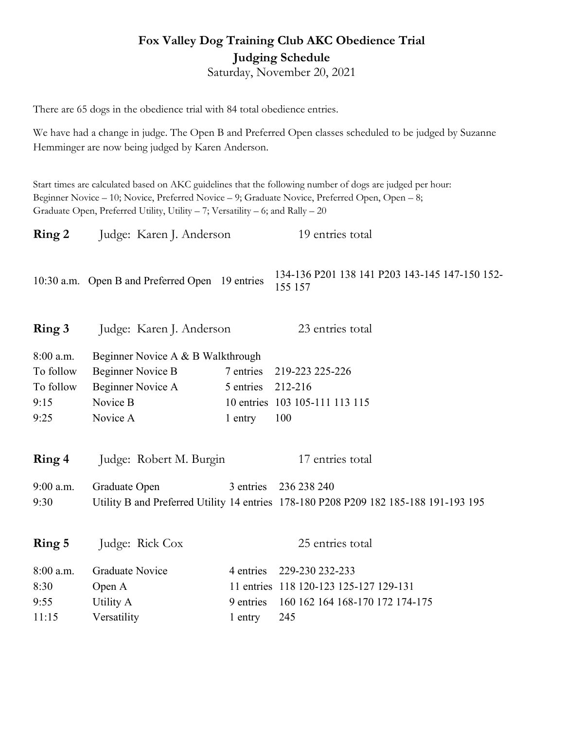# Fox Valley Dog Training Club AKC Obedience Trial
## Judging Schedule
Saturday, November 20, 2021

There are 65 dogs in the obedience trial with 84 total obedience entries.

We have had a change in judge. The Open B and Preferred Open classes scheduled to be judged by Suzanne Hemminger are now being judged by Karen Anderson.

Start times are calculated based on AKC guidelines that the following number of dogs are judged per hour: Beginner Novice – 10; Novice, Preferred Novice – 9; Graduate Novice, Preferred Open, Open – 8; Graduate Open, Preferred Utility, Utility – 7; Versatility – 6; and Rally – 20

**Ring 2** Judge: Karen J. Anderson 19 entries total

| Time | Class | Entries | Armbands |
|---|---|---|---|
| 10:30 a.m. | Open B and Preferred Open | 19 entries | 134-136 P201 138 141 P203 143-145 147-150 152-155 157 |

**Ring 3** Judge: Karen J. Anderson 23 entries total

| Time | Class | Entries | Armbands |
|---|---|---|---|
| 8:00 a.m. | Beginner Novice A & B Walkthrough | | |
| To follow | Beginner Novice B | 7 entries | 219-223 225-226 |
| To follow | Beginner Novice A | 5 entries | 212-216 |
| 9:15 | Novice B | 10 entries | 103 105-111 113 115 |
| 9:25 | Novice A | 1 entry | 100 |

**Ring 4** Judge: Robert M. Burgin 17 entries total

| Time | Class | Entries | Armbands |
|---|---|---|---|
| 9:00 a.m. | Graduate Open | 3 entries | 236 238 240 |
| 9:30 | Utility B and Preferred Utility | 14 entries | 178-180 P208 P209 182 185-188 191-193 195 |

**Ring 5** Judge: Rick Cox 25 entries total

| Time | Class | Entries | Armbands |
|---|---|---|---|
| 8:00 a.m. | Graduate Novice | 4 entries | 229-230 232-233 |
| 8:30 | Open A | 11 entries | 118 120-123 125-127 129-131 |
| 9:55 | Utility A | 9 entries | 160 162 164 168-170 172 174-175 |
| 11:15 | Versatility | 1 entry | 245 |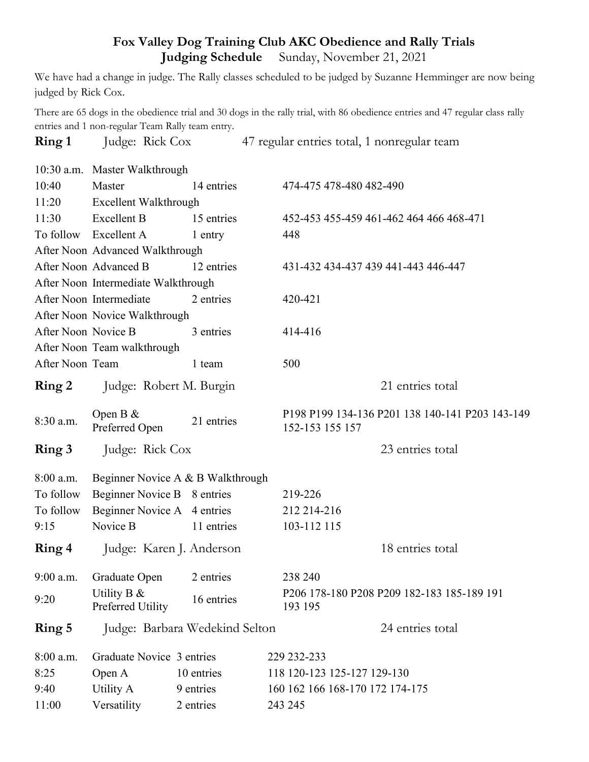# Fox Valley Dog Training Club AKC Obedience and Rally Trials

**Judging Schedule** Sunday, November 21, 2021

We have had a change in judge. The Rally classes scheduled to be judged by Suzanne Hemminger are now being judged by Rick Cox.

There are 65 dogs in the obedience trial and 30 dogs in the rally trial, with 86 obedience entries and 47 regular class rally entries and 1 non-regular Team Rally team entry.

## Ring 1 — Judge: Rick Cox — 47 regular entries total, 1 nonregular team

| | | | |
|---|---|---|---|
| 10:30 a.m. | Master Walkthrough | | |
| 10:40 | Master | 14 entries | 474-475 478-480 482-490 |
| 11:20 | Excellent Walkthrough | | |
| 11:30 | Excellent B | 15 entries | 452-453 455-459 461-462 464 466 468-471 |
| To follow | Excellent A | 1 entry | 448 |
| After Noon | Advanced Walkthrough | | |
| After Noon | Advanced B | 12 entries | 431-432 434-437 439 441-443 446-447 |
| After Noon | Intermediate Walkthrough | | |
| After Noon | Intermediate | 2 entries | 420-421 |
| After Noon | Novice Walkthrough | | |
| After Noon | Novice B | 3 entries | 414-416 |
| After Noon | Team walkthrough | | |
| After Noon | Team | 1 team | 500 |

## Ring 2 — Judge: Robert M. Burgin — 21 entries total

| | | | |
|---|---|---|---|
| 8:30 a.m. | Open B & Preferred Open | 21 entries | P198 P199 134-136 P201 138 140-141 P203 143-149 152-153 155 157 |

## Ring 3 — Judge: Rick Cox — 23 entries total

| | | | |
|---|---|---|---|
| 8:00 a.m. | Beginner Novice A & B Walkthrough | | |
| To follow | Beginner Novice B | 8 entries | 219-226 |
| To follow | Beginner Novice A | 4 entries | 212 214-216 |
| 9:15 | Novice B | 11 entries | 103-112 115 |

## Ring 4 — Judge: Karen J. Anderson — 18 entries total

| | | | |
|---|---|---|---|
| 9:00 a.m. | Graduate Open | 2 entries | 238 240 |
| 9:20 | Utility B & Preferred Utility | 16 entries | P206 178-180 P208 P209 182-183 185-189 191 193 195 |

## Ring 5 — Judge: Barbara Wedekind Selton — 24 entries total

| | | | |
|---|---|---|---|
| 8:00 a.m. | Graduate Novice | 3 entries | 229 232-233 |
| 8:25 | Open A | 10 entries | 118 120-123 125-127 129-130 |
| 9:40 | Utility A | 9 entries | 160 162 166 168-170 172 174-175 |
| 11:00 | Versatility | 2 entries | 243 245 |